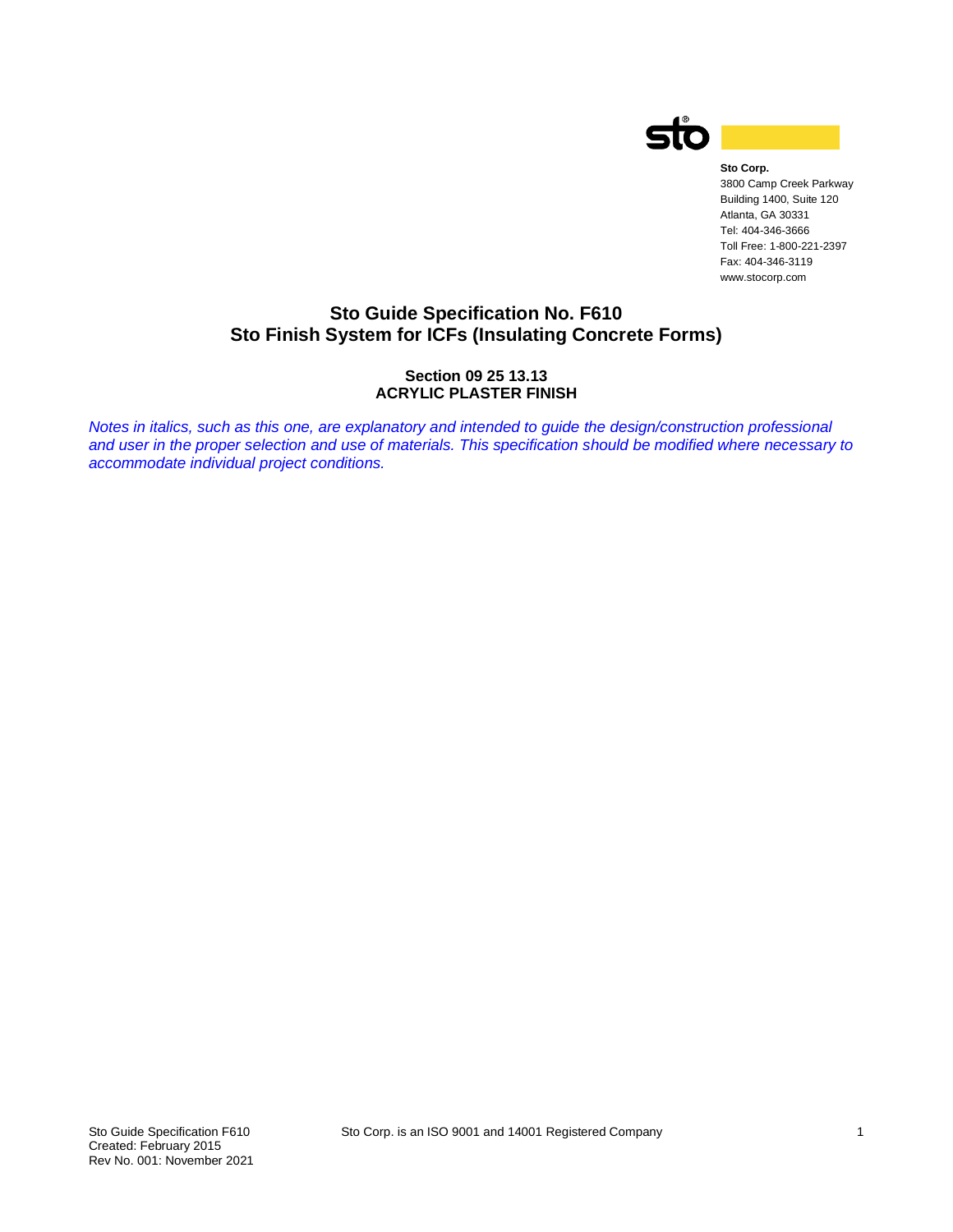**Sto Corp.**
3800 Camp Creek Parkway
Building 1400, Suite 120
Atlanta, GA 30331
Tel: 404-346-3666
Toll Free: 1-800-221-2397
Fax: 404-346-3119
www.stocorp.com

# Sto Guide Specification No. F610
# Sto Finish System for ICFs (Insulating Concrete Forms)

## Section 09 25 13.13
## ACRYLIC PLASTER FINISH

*Notes in italics, such as this one, are explanatory and intended to guide the design/construction professional and user in the proper selection and use of materials. This specification should be modified where necessary to accommodate individual project conditions.*

Sto Guide Specification F610
Created: February 2015
Rev No. 001: November 2021

Sto Corp. is an ISO 9001 and 14001 Registered Company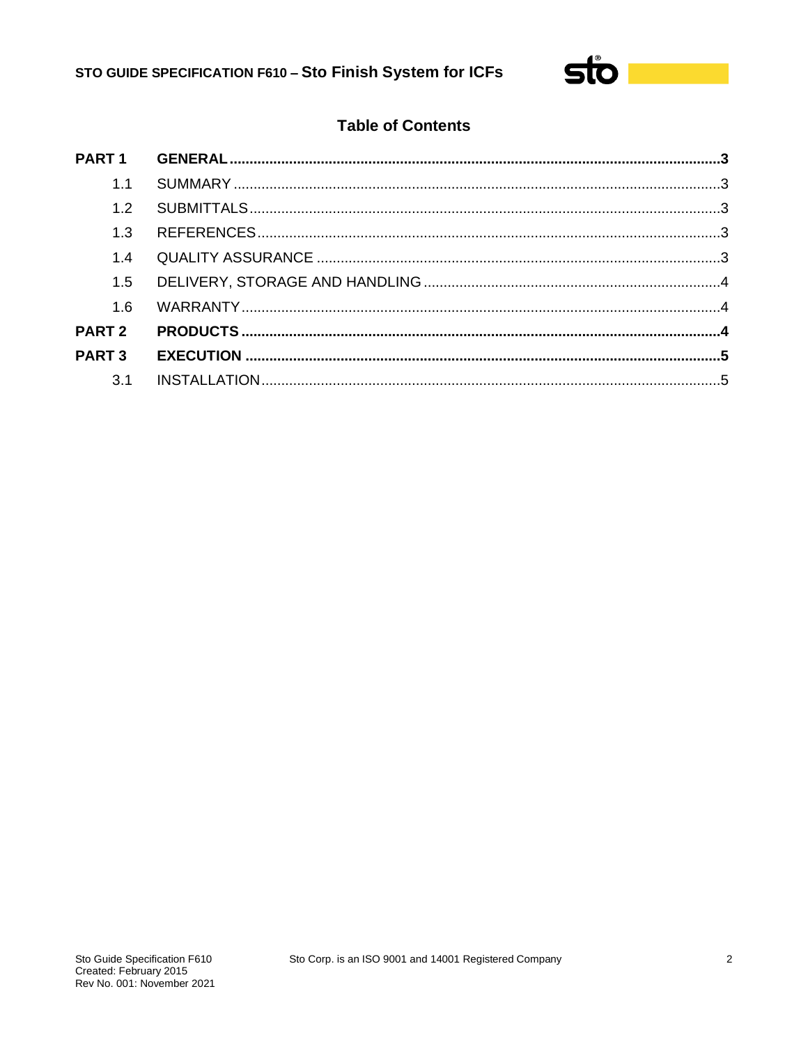## Table of Contents

| | | |
|---|---|---|
| **PART 1** | **GENERAL** | **3** |
| 1.1 | SUMMARY | 3 |
| 1.2 | SUBMITTALS | 3 |
| 1.3 | REFERENCES | 3 |
| 1.4 | QUALITY ASSURANCE | 3 |
| 1.5 | DELIVERY, STORAGE AND HANDLING | 4 |
| 1.6 | WARRANTY | 4 |
| **PART 2** | **PRODUCTS** | **4** |
| **PART 3** | **EXECUTION** | **5** |
| 3.1 | INSTALLATION | 5 |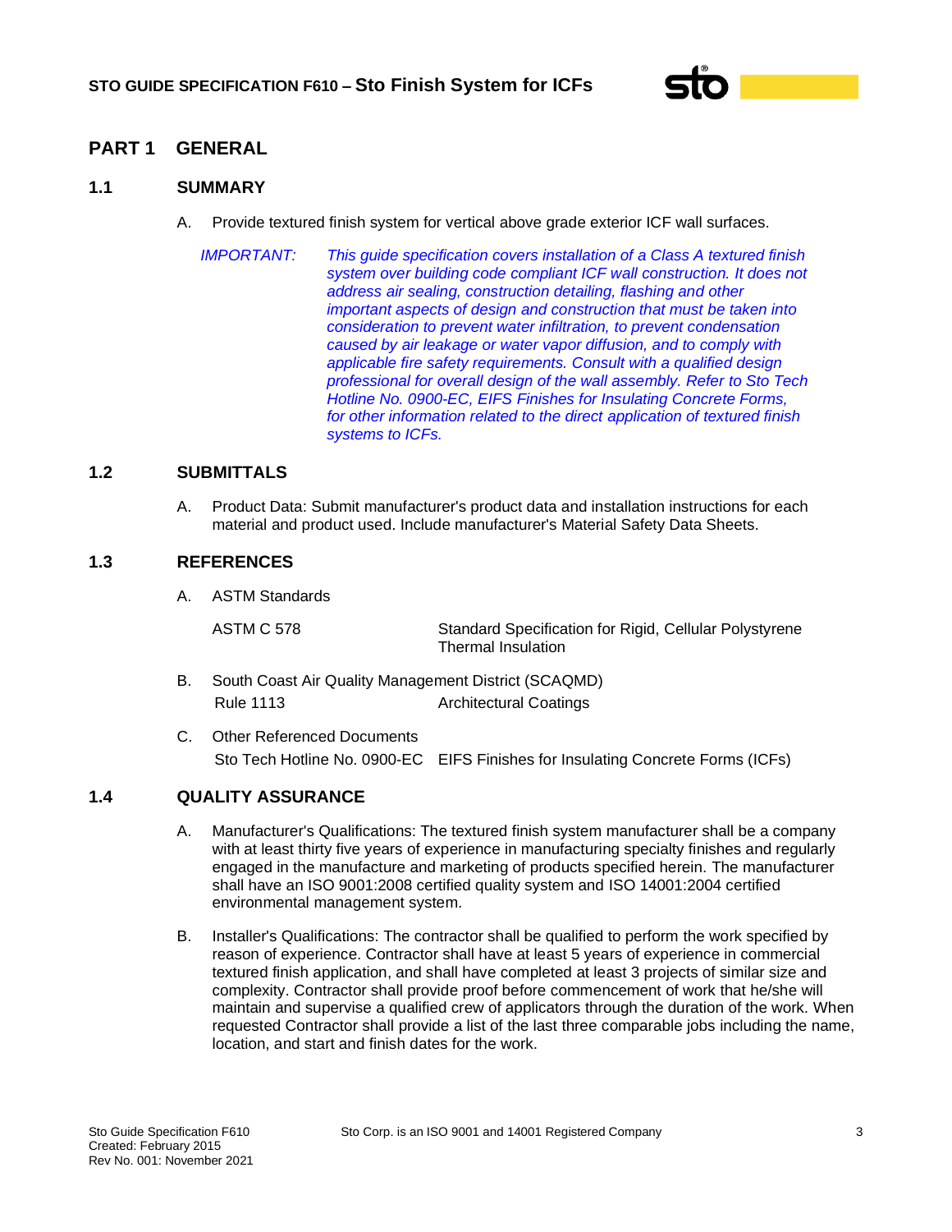# PART 1 GENERAL

## 1.1 SUMMARY

A. Provide textured finish system for vertical above grade exterior ICF wall surfaces.

*IMPORTANT: This guide specification covers installation of a Class A textured finish system over building code compliant ICF wall construction. It does not address air sealing, construction detailing, flashing and other important aspects of design and construction that must be taken into consideration to prevent water infiltration, to prevent condensation caused by air leakage or water vapor diffusion, and to comply with applicable fire safety requirements. Consult with a qualified design professional for overall design of the wall assembly. Refer to Sto Tech Hotline No. 0900-EC, EIFS Finishes for Insulating Concrete Forms, for other information related to the direct application of textured finish systems to ICFs.*

## 1.2 SUBMITTALS

A. Product Data: Submit manufacturer's product data and installation instructions for each material and product used. Include manufacturer's Material Safety Data Sheets.

## 1.3 REFERENCES

A. ASTM Standards

| | |
|---|---|
| ASTM C 578 | Standard Specification for Rigid, Cellular Polystyrene Thermal Insulation |

B. South Coast Air Quality Management District (SCAQMD)

| | |
|---|---|
| Rule 1113 | Architectural Coatings |

C. Other Referenced Documents

| | |
|---|---|
| Sto Tech Hotline No. 0900-EC | EIFS Finishes for Insulating Concrete Forms (ICFs) |

## 1.4 QUALITY ASSURANCE

A. Manufacturer's Qualifications: The textured finish system manufacturer shall be a company with at least thirty five years of experience in manufacturing specialty finishes and regularly engaged in the manufacture and marketing of products specified herein. The manufacturer shall have an ISO 9001:2008 certified quality system and ISO 14001:2004 certified environmental management system.

B. Installer's Qualifications: The contractor shall be qualified to perform the work specified by reason of experience. Contractor shall have at least 5 years of experience in commercial textured finish application, and shall have completed at least 3 projects of similar size and complexity. Contractor shall provide proof before commencement of work that he/she will maintain and supervise a qualified crew of applicators through the duration of the work. When requested Contractor shall provide a list of the last three comparable jobs including the name, location, and start and finish dates for the work.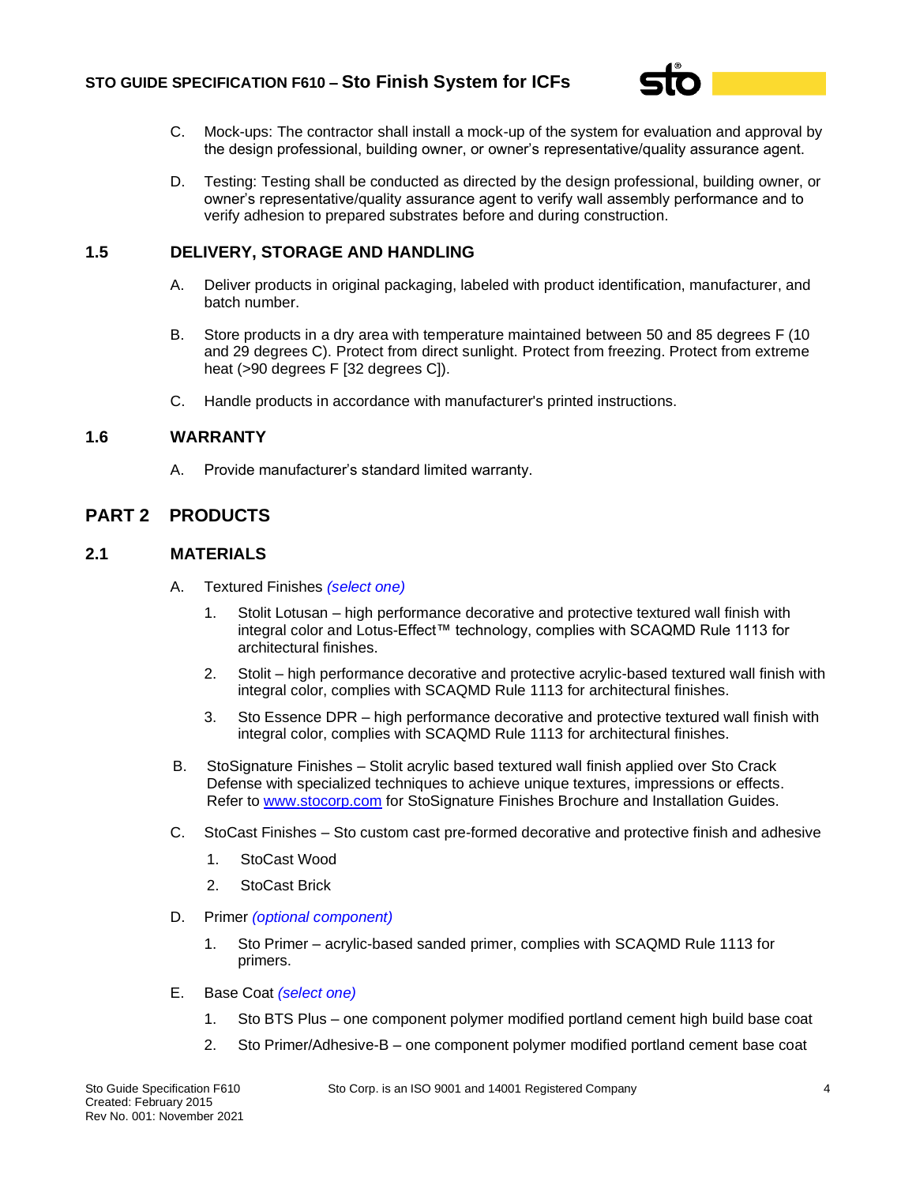C. Mock-ups: The contractor shall install a mock-up of the system for evaluation and approval by the design professional, building owner, or owner's representative/quality assurance agent.

D. Testing: Testing shall be conducted as directed by the design professional, building owner, or owner's representative/quality assurance agent to verify wall assembly performance and to verify adhesion to prepared substrates before and during construction.

### 1.5 DELIVERY, STORAGE AND HANDLING

A. Deliver products in original packaging, labeled with product identification, manufacturer, and batch number.

B. Store products in a dry area with temperature maintained between 50 and 85 degrees F (10 and 29 degrees C). Protect from direct sunlight. Protect from freezing. Protect from extreme heat (>90 degrees F [32 degrees C]).

C. Handle products in accordance with manufacturer's printed instructions.

### 1.6 WARRANTY

A. Provide manufacturer's standard limited warranty.

## PART 2 PRODUCTS

### 2.1 MATERIALS

A. Textured Finishes *(select one)*

1. Stolit Lotusan – high performance decorative and protective textured wall finish with integral color and Lotus-Effect™ technology, complies with SCAQMD Rule 1113 for architectural finishes.
2. Stolit – high performance decorative and protective acrylic-based textured wall finish with integral color, complies with SCAQMD Rule 1113 for architectural finishes.
3. Sto Essence DPR – high performance decorative and protective textured wall finish with integral color, complies with SCAQMD Rule 1113 for architectural finishes.

B. StoSignature Finishes – Stolit acrylic based textured wall finish applied over Sto Crack Defense with specialized techniques to achieve unique textures, impressions or effects. Refer to www.stocorp.com for StoSignature Finishes Brochure and Installation Guides.

C. StoCast Finishes – Sto custom cast pre-formed decorative and protective finish and adhesive

1. StoCast Wood
2. StoCast Brick

D. Primer *(optional component)*

1. Sto Primer – acrylic-based sanded primer, complies with SCAQMD Rule 1113 for primers.

E. Base Coat *(select one)*

1. Sto BTS Plus – one component polymer modified portland cement high build base coat
2. Sto Primer/Adhesive-B – one component polymer modified portland cement base coat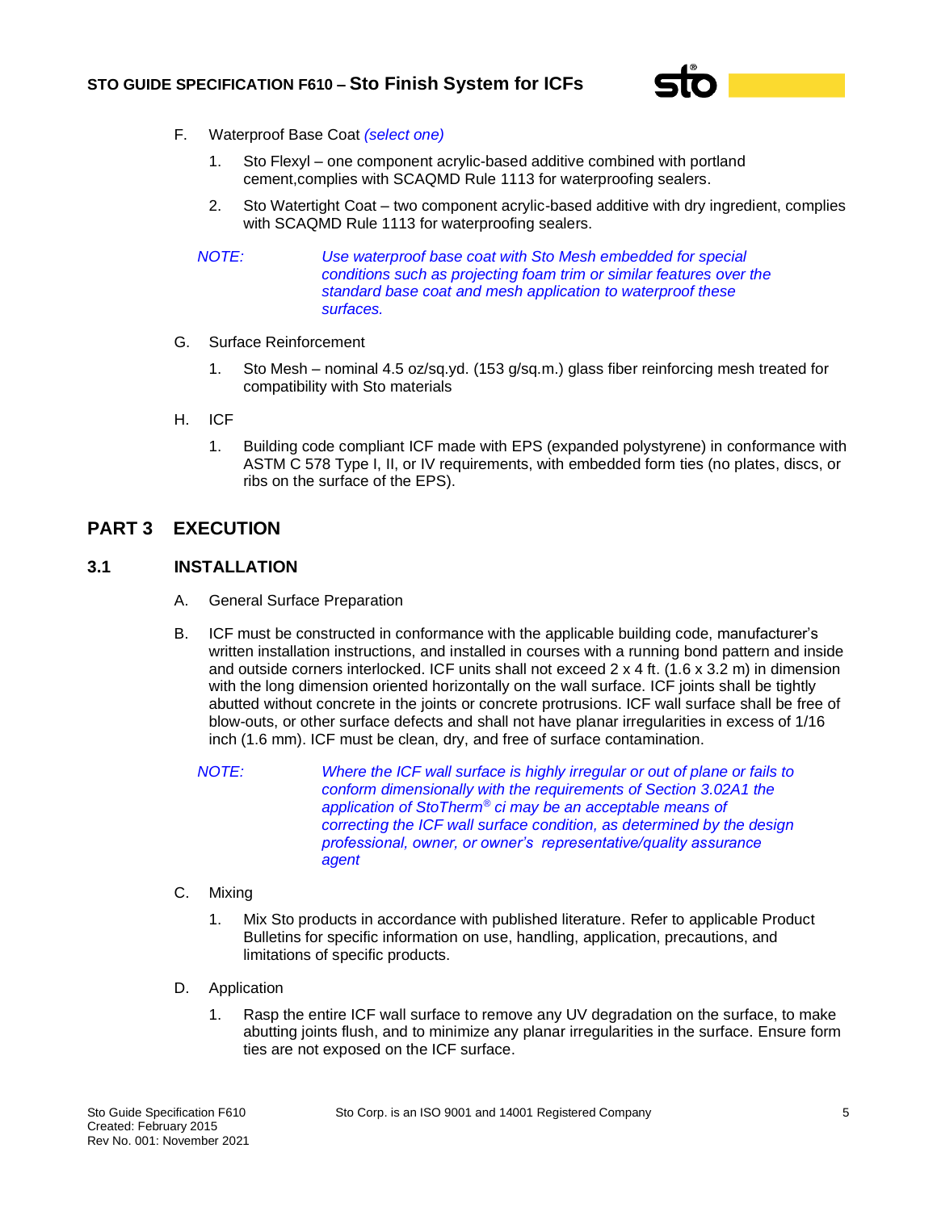F. Waterproof Base Coat *(select one)*

1. Sto Flexyl – one component acrylic-based additive combined with portland cement,complies with SCAQMD Rule 1113 for waterproofing sealers.

2. Sto Watertight Coat – two component acrylic-based additive with dry ingredient, complies with SCAQMD Rule 1113 for waterproofing sealers.

*NOTE: Use waterproof base coat with Sto Mesh embedded for special conditions such as projecting foam trim or similar features over the standard base coat and mesh application to waterproof these surfaces.*

G. Surface Reinforcement

1. Sto Mesh – nominal 4.5 oz/sq.yd. (153 g/sq.m.) glass fiber reinforcing mesh treated for compatibility with Sto materials

H. ICF

1. Building code compliant ICF made with EPS (expanded polystyrene) in conformance with ASTM C 578 Type I, II, or IV requirements, with embedded form ties (no plates, discs, or ribs on the surface of the EPS).

## PART 3 EXECUTION

### 3.1 INSTALLATION

A. General Surface Preparation

B. ICF must be constructed in conformance with the applicable building code, manufacturer's written installation instructions, and installed in courses with a running bond pattern and inside and outside corners interlocked. ICF units shall not exceed 2 x 4 ft. (1.6 x 3.2 m) in dimension with the long dimension oriented horizontally on the wall surface. ICF joints shall be tightly abutted without concrete in the joints or concrete protrusions. ICF wall surface shall be free of blow-outs, or other surface defects and shall not have planar irregularities in excess of 1/16 inch (1.6 mm). ICF must be clean, dry, and free of surface contamination.

*NOTE: Where the ICF wall surface is highly irregular or out of plane or fails to conform dimensionally with the requirements of Section 3.02A1 the application of StoTherm® ci may be an acceptable means of correcting the ICF wall surface condition, as determined by the design professional, owner, or owner's representative/quality assurance agent*

C. Mixing

1. Mix Sto products in accordance with published literature. Refer to applicable Product Bulletins for specific information on use, handling, application, precautions, and limitations of specific products.

D. Application

1. Rasp the entire ICF wall surface to remove any UV degradation on the surface, to make abutting joints flush, and to minimize any planar irregularities in the surface. Ensure form ties are not exposed on the ICF surface.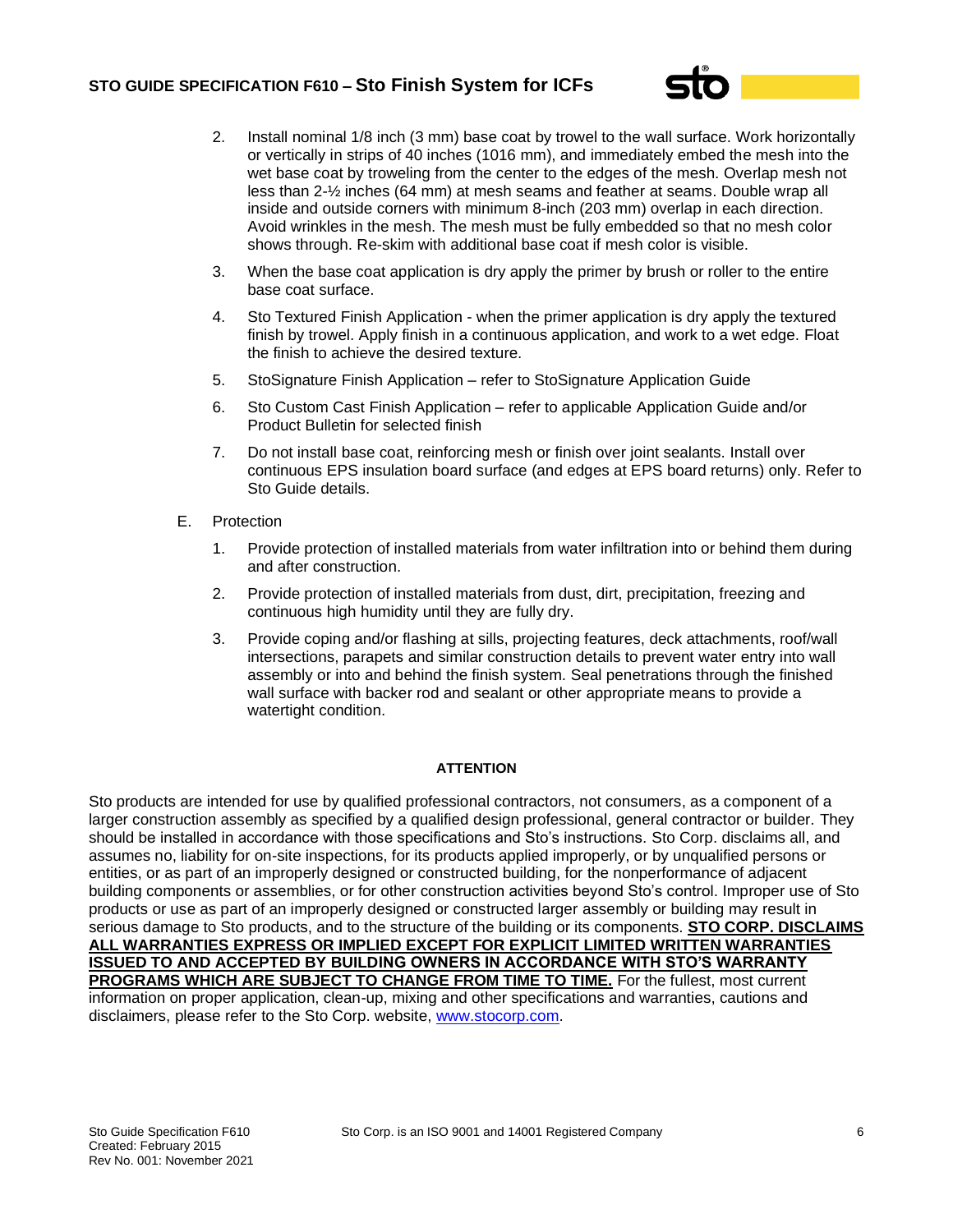2. Install nominal 1/8 inch (3 mm) base coat by trowel to the wall surface. Work horizontally or vertically in strips of 40 inches (1016 mm), and immediately embed the mesh into the wet base coat by troweling from the center to the edges of the mesh. Overlap mesh not less than 2-½ inches (64 mm) at mesh seams and feather at seams. Double wrap all inside and outside corners with minimum 8-inch (203 mm) overlap in each direction. Avoid wrinkles in the mesh. The mesh must be fully embedded so that no mesh color shows through. Re-skim with additional base coat if mesh color is visible.
3. When the base coat application is dry apply the primer by brush or roller to the entire base coat surface.
4. Sto Textured Finish Application - when the primer application is dry apply the textured finish by trowel. Apply finish in a continuous application, and work to a wet edge. Float the finish to achieve the desired texture.
5. StoSignature Finish Application – refer to StoSignature Application Guide
6. Sto Custom Cast Finish Application – refer to applicable Application Guide and/or Product Bulletin for selected finish
7. Do not install base coat, reinforcing mesh or finish over joint sealants. Install over continuous EPS insulation board surface (and edges at EPS board returns) only. Refer to Sto Guide details.

E. Protection

1. Provide protection of installed materials from water infiltration into or behind them during and after construction.
2. Provide protection of installed materials from dust, dirt, precipitation, freezing and continuous high humidity until they are fully dry.
3. Provide coping and/or flashing at sills, projecting features, deck attachments, roof/wall intersections, parapets and similar construction details to prevent water entry into wall assembly or into and behind the finish system. Seal penetrations through the finished wall surface with backer rod and sealant or other appropriate means to provide a watertight condition.

**ATTENTION**

Sto products are intended for use by qualified professional contractors, not consumers, as a component of a larger construction assembly as specified by a qualified design professional, general contractor or builder. They should be installed in accordance with those specifications and Sto's instructions. Sto Corp. disclaims all, and assumes no, liability for on-site inspections, for its products applied improperly, or by unqualified persons or entities, or as part of an improperly designed or constructed building, for the nonperformance of adjacent building components or assemblies, or for other construction activities beyond Sto's control. Improper use of Sto products or use as part of an improperly designed or constructed larger assembly or building may result in serious damage to Sto products, and to the structure of the building or its components. **STO CORP. DISCLAIMS ALL WARRANTIES EXPRESS OR IMPLIED EXCEPT FOR EXPLICIT LIMITED WRITTEN WARRANTIES ISSUED TO AND ACCEPTED BY BUILDING OWNERS IN ACCORDANCE WITH STO'S WARRANTY PROGRAMS WHICH ARE SUBJECT TO CHANGE FROM TIME TO TIME.** For the fullest, most current information on proper application, clean-up, mixing and other specifications and warranties, cautions and disclaimers, please refer to the Sto Corp. website, www.stocorp.com.